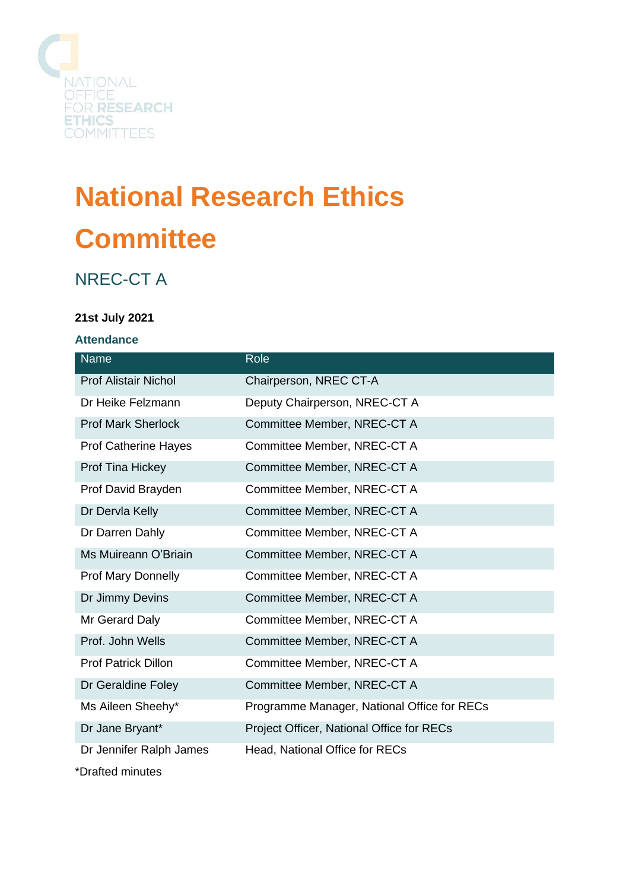NATIONAL OFFICE FOR RESEARCH ETHICS COMMITTEES

# National Research Ethics Committee

## NREC-CT A

**21st July 2021**

### Attendance

| Name | Role |
|---|---|
| Prof Alistair Nichol | Chairperson, NREC CT-A |
| Dr Heike Felzmann | Deputy Chairperson, NREC-CT A |
| Prof Mark Sherlock | Committee Member, NREC-CT A |
| Prof Catherine Hayes | Committee Member, NREC-CT A |
| Prof Tina Hickey | Committee Member, NREC-CT A |
| Prof David Brayden | Committee Member, NREC-CT A |
| Dr Dervla Kelly | Committee Member, NREC-CT A |
| Dr Darren Dahly | Committee Member, NREC-CT A |
| Ms Muireann O'Briain | Committee Member, NREC-CT A |
| Prof Mary Donnelly | Committee Member, NREC-CT A |
| Dr Jimmy Devins | Committee Member, NREC-CT A |
| Mr Gerard Daly | Committee Member, NREC-CT A |
| Prof. John Wells | Committee Member, NREC-CT A |
| Prof Patrick Dillon | Committee Member, NREC-CT A |
| Dr Geraldine Foley | Committee Member, NREC-CT A |
| Ms Aileen Sheehy* | Programme Manager, National Office for RECs |
| Dr Jane Bryant* | Project Officer, National Office for RECs |
| Dr Jennifer Ralph James | Head, National Office for RECs |

*Drafted minutes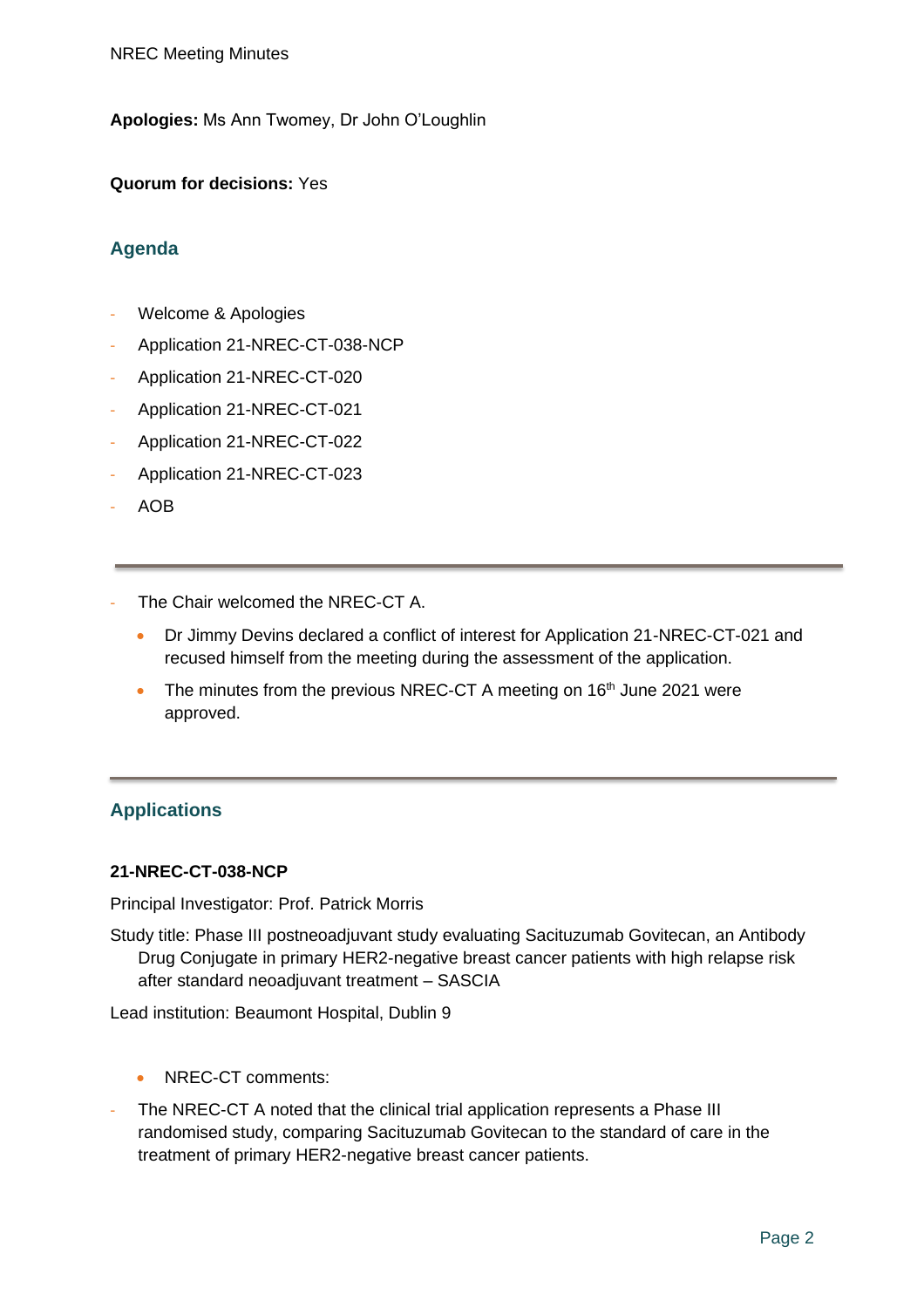**Apologies:** Ms Ann Twomey, Dr John O'Loughlin

**Quorum for decisions:** Yes

## Agenda

- Welcome & Apologies
- Application 21-NREC-CT-038-NCP
- Application 21-NREC-CT-020
- Application 21-NREC-CT-021
- Application 21-NREC-CT-022
- Application 21-NREC-CT-023
- AOB

---

- The Chair welcomed the NREC-CT A.
    - Dr Jimmy Devins declared a conflict of interest for Application 21-NREC-CT-021 and recused himself from the meeting during the assessment of the application.
    - The minutes from the previous NREC-CT A meeting on 16th June 2021 were approved.

---

## Applications

**21-NREC-CT-038-NCP**

Principal Investigator: Prof. Patrick Morris

Study title: Phase III postneoadjuvant study evaluating Sacituzumab Govitecan, an Antibody Drug Conjugate in primary HER2-negative breast cancer patients with high relapse risk after standard neoadjuvant treatment – SASCIA

Lead institution: Beaumont Hospital, Dublin 9

- NREC-CT comments:

- The NREC-CT A noted that the clinical trial application represents a Phase III randomised study, comparing Sacituzumab Govitecan to the standard of care in the treatment of primary HER2-negative breast cancer patients.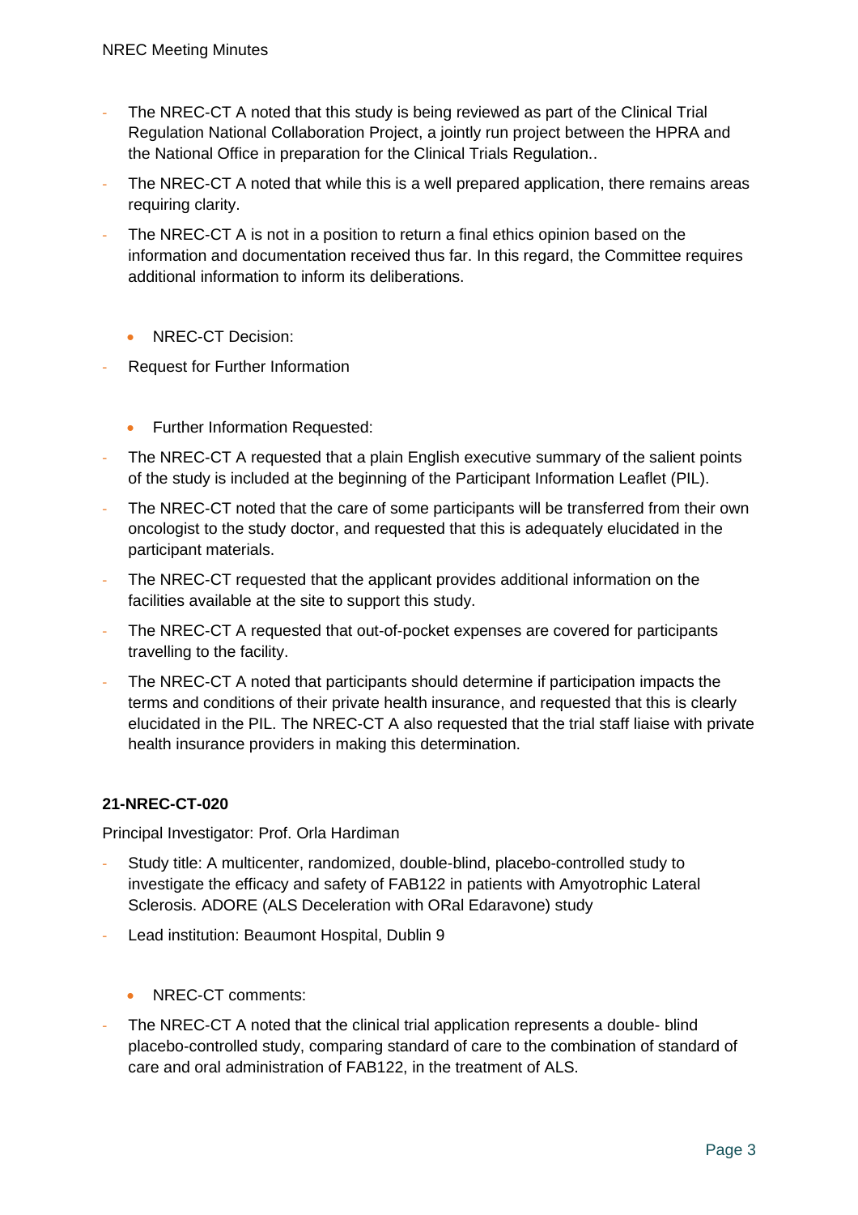- The NREC-CT A noted that this study is being reviewed as part of the Clinical Trial Regulation National Collaboration Project, a jointly run project between the HPRA and the National Office in preparation for the Clinical Trials Regulation..
- The NREC-CT A noted that while this is a well prepared application, there remains areas requiring clarity.
- The NREC-CT A is not in a position to return a final ethics opinion based on the information and documentation received thus far. In this regard, the Committee requires additional information to inform its deliberations.

  - NREC-CT Decision:

- Request for Further Information

  - Further Information Requested:

- The NREC-CT A requested that a plain English executive summary of the salient points of the study is included at the beginning of the Participant Information Leaflet (PIL).
- The NREC-CT noted that the care of some participants will be transferred from their own oncologist to the study doctor, and requested that this is adequately elucidated in the participant materials.
- The NREC-CT requested that the applicant provides additional information on the facilities available at the site to support this study.
- The NREC-CT A requested that out-of-pocket expenses are covered for participants travelling to the facility.
- The NREC-CT A noted that participants should determine if participation impacts the terms and conditions of their private health insurance, and requested that this is clearly elucidated in the PIL. The NREC-CT A also requested that the trial staff liaise with private health insurance providers in making this determination.

**21-NREC-CT-020**

Principal Investigator: Prof. Orla Hardiman

- Study title: A multicenter, randomized, double-blind, placebo-controlled study to investigate the efficacy and safety of FAB122 in patients with Amyotrophic Lateral Sclerosis. ADORE (ALS Deceleration with ORal Edaravone) study
- Lead institution: Beaumont Hospital, Dublin 9

  - NREC-CT comments:

- The NREC-CT A noted that the clinical trial application represents a double- blind placebo-controlled study, comparing standard of care to the combination of standard of care and oral administration of FAB122, in the treatment of ALS.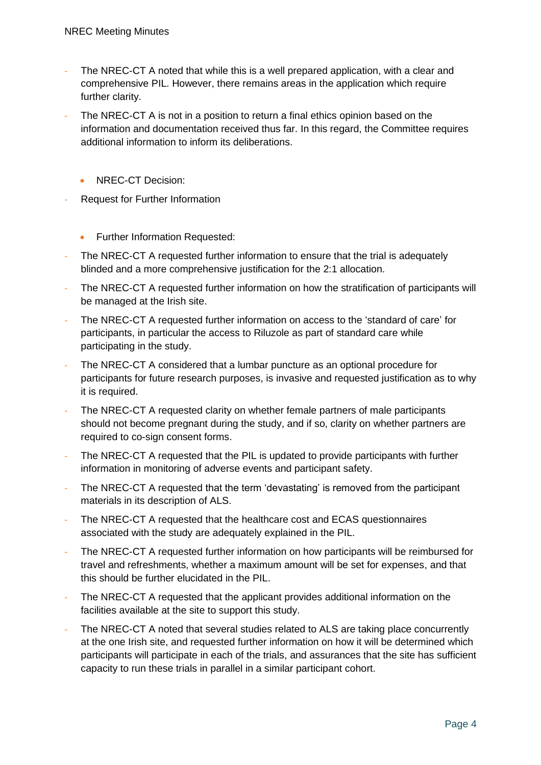- The NREC-CT A noted that while this is a well prepared application, with a clear and comprehensive PIL. However, there remains areas in the application which require further clarity.
- The NREC-CT A is not in a position to return a final ethics opinion based on the information and documentation received thus far. In this regard, the Committee requires additional information to inform its deliberations.

- NREC-CT Decision:

- Request for Further Information

- Further Information Requested:

- The NREC-CT A requested further information to ensure that the trial is adequately blinded and a more comprehensive justification for the 2:1 allocation.
- The NREC-CT A requested further information on how the stratification of participants will be managed at the Irish site.
- The NREC-CT A requested further information on access to the 'standard of care' for participants, in particular the access to Riluzole as part of standard care while participating in the study.
- The NREC-CT A considered that a lumbar puncture as an optional procedure for participants for future research purposes, is invasive and requested justification as to why it is required.
- The NREC-CT A requested clarity on whether female partners of male participants should not become pregnant during the study, and if so, clarity on whether partners are required to co-sign consent forms.
- The NREC-CT A requested that the PIL is updated to provide participants with further information in monitoring of adverse events and participant safety.
- The NREC-CT A requested that the term 'devastating' is removed from the participant materials in its description of ALS.
- The NREC-CT A requested that the healthcare cost and ECAS questionnaires associated with the study are adequately explained in the PIL.
- The NREC-CT A requested further information on how participants will be reimbursed for travel and refreshments, whether a maximum amount will be set for expenses, and that this should be further elucidated in the PIL.
- The NREC-CT A requested that the applicant provides additional information on the facilities available at the site to support this study.
- The NREC-CT A noted that several studies related to ALS are taking place concurrently at the one Irish site, and requested further information on how it will be determined which participants will participate in each of the trials, and assurances that the site has sufficient capacity to run these trials in parallel in a similar participant cohort.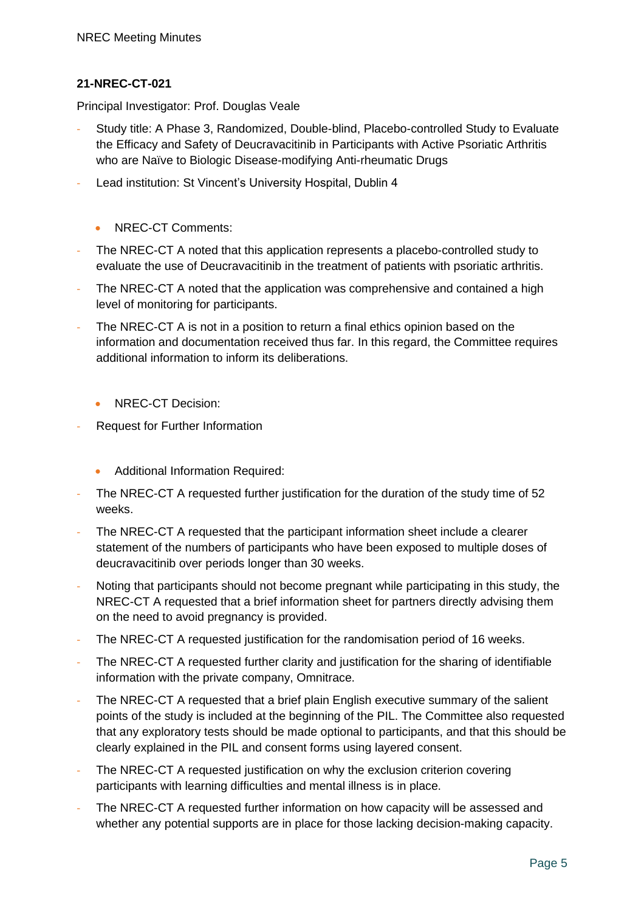**21-NREC-CT-021**

Principal Investigator: Prof. Douglas Veale

- Study title: A Phase 3, Randomized, Double-blind, Placebo-controlled Study to Evaluate the Efficacy and Safety of Deucravacitinib in Participants with Active Psoriatic Arthritis who are Naïve to Biologic Disease-modifying Anti-rheumatic Drugs
- Lead institution: St Vincent's University Hospital, Dublin 4

  - NREC-CT Comments:

- The NREC-CT A noted that this application represents a placebo-controlled study to evaluate the use of Deucravacitinib in the treatment of patients with psoriatic arthritis.
- The NREC-CT A noted that the application was comprehensive and contained a high level of monitoring for participants.
- The NREC-CT A is not in a position to return a final ethics opinion based on the information and documentation received thus far. In this regard, the Committee requires additional information to inform its deliberations.

  - NREC-CT Decision:

- Request for Further Information

  - Additional Information Required:

- The NREC-CT A requested further justification for the duration of the study time of 52 weeks.
- The NREC-CT A requested that the participant information sheet include a clearer statement of the numbers of participants who have been exposed to multiple doses of deucravacitinib over periods longer than 30 weeks.
- Noting that participants should not become pregnant while participating in this study, the NREC-CT A requested that a brief information sheet for partners directly advising them on the need to avoid pregnancy is provided.
- The NREC-CT A requested justification for the randomisation period of 16 weeks.
- The NREC-CT A requested further clarity and justification for the sharing of identifiable information with the private company, Omnitrace.
- The NREC-CT A requested that a brief plain English executive summary of the salient points of the study is included at the beginning of the PIL. The Committee also requested that any exploratory tests should be made optional to participants, and that this should be clearly explained in the PIL and consent forms using layered consent.
- The NREC-CT A requested justification on why the exclusion criterion covering participants with learning difficulties and mental illness is in place.
- The NREC-CT A requested further information on how capacity will be assessed and whether any potential supports are in place for those lacking decision-making capacity.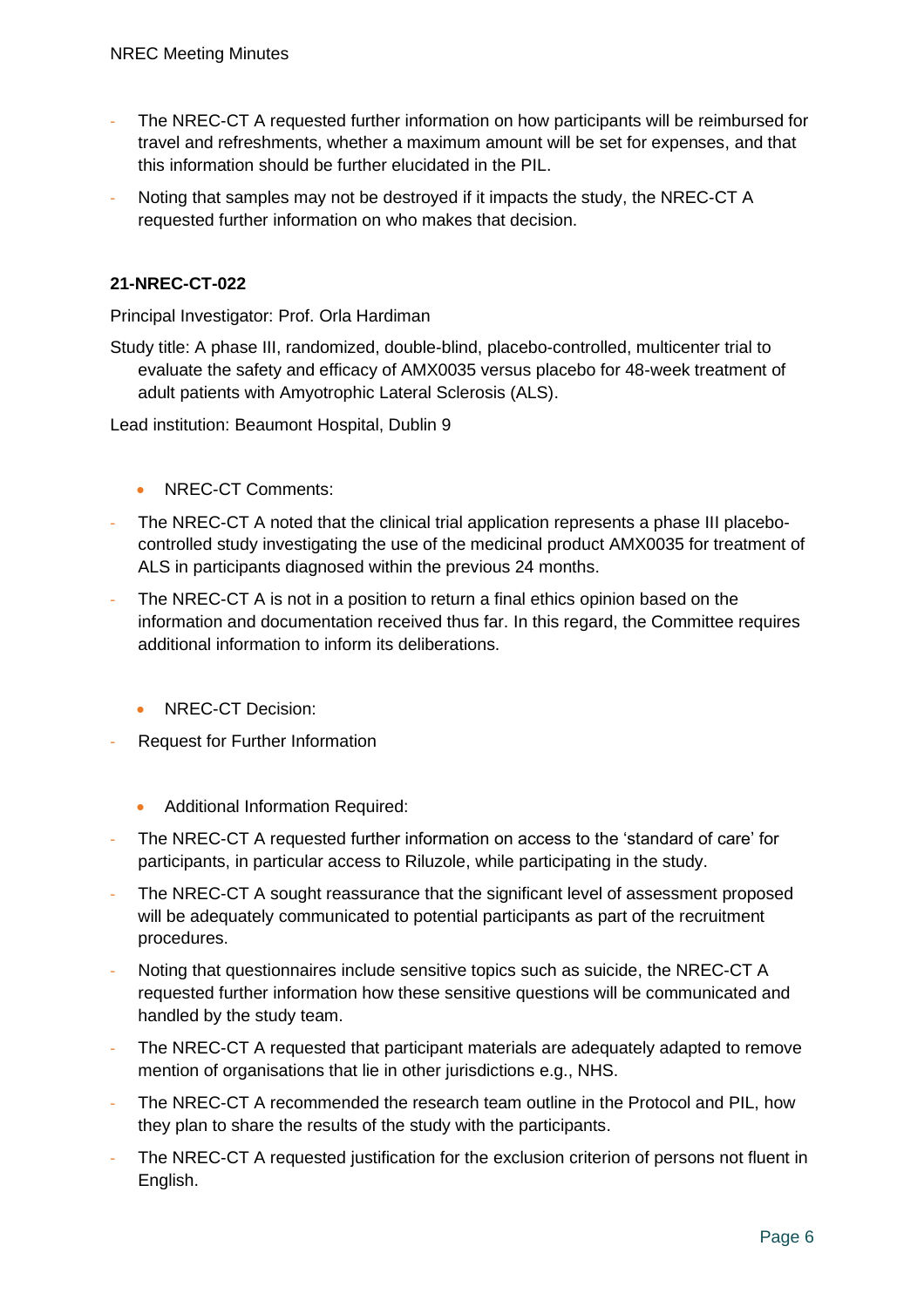- The NREC-CT A requested further information on how participants will be reimbursed for travel and refreshments, whether a maximum amount will be set for expenses, and that this information should be further elucidated in the PIL.
- Noting that samples may not be destroyed if it impacts the study, the NREC-CT A requested further information on who makes that decision.

**21-NREC-CT-022**

Principal Investigator: Prof. Orla Hardiman

Study title: A phase III, randomized, double-blind, placebo-controlled, multicenter trial to evaluate the safety and efficacy of AMX0035 versus placebo for 48-week treatment of adult patients with Amyotrophic Lateral Sclerosis (ALS).

Lead institution: Beaumont Hospital, Dublin 9

- NREC-CT Comments:

- The NREC-CT A noted that the clinical trial application represents a phase III placebo-controlled study investigating the use of the medicinal product AMX0035 for treatment of ALS in participants diagnosed within the previous 24 months.
- The NREC-CT A is not in a position to return a final ethics opinion based on the information and documentation received thus far. In this regard, the Committee requires additional information to inform its deliberations.

- NREC-CT Decision:

- Request for Further Information

- Additional Information Required:

- The NREC-CT A requested further information on access to the 'standard of care' for participants, in particular access to Riluzole, while participating in the study.
- The NREC-CT A sought reassurance that the significant level of assessment proposed will be adequately communicated to potential participants as part of the recruitment procedures.
- Noting that questionnaires include sensitive topics such as suicide, the NREC-CT A requested further information how these sensitive questions will be communicated and handled by the study team.
- The NREC-CT A requested that participant materials are adequately adapted to remove mention of organisations that lie in other jurisdictions e.g., NHS.
- The NREC-CT A recommended the research team outline in the Protocol and PIL, how they plan to share the results of the study with the participants.
- The NREC-CT A requested justification for the exclusion criterion of persons not fluent in English.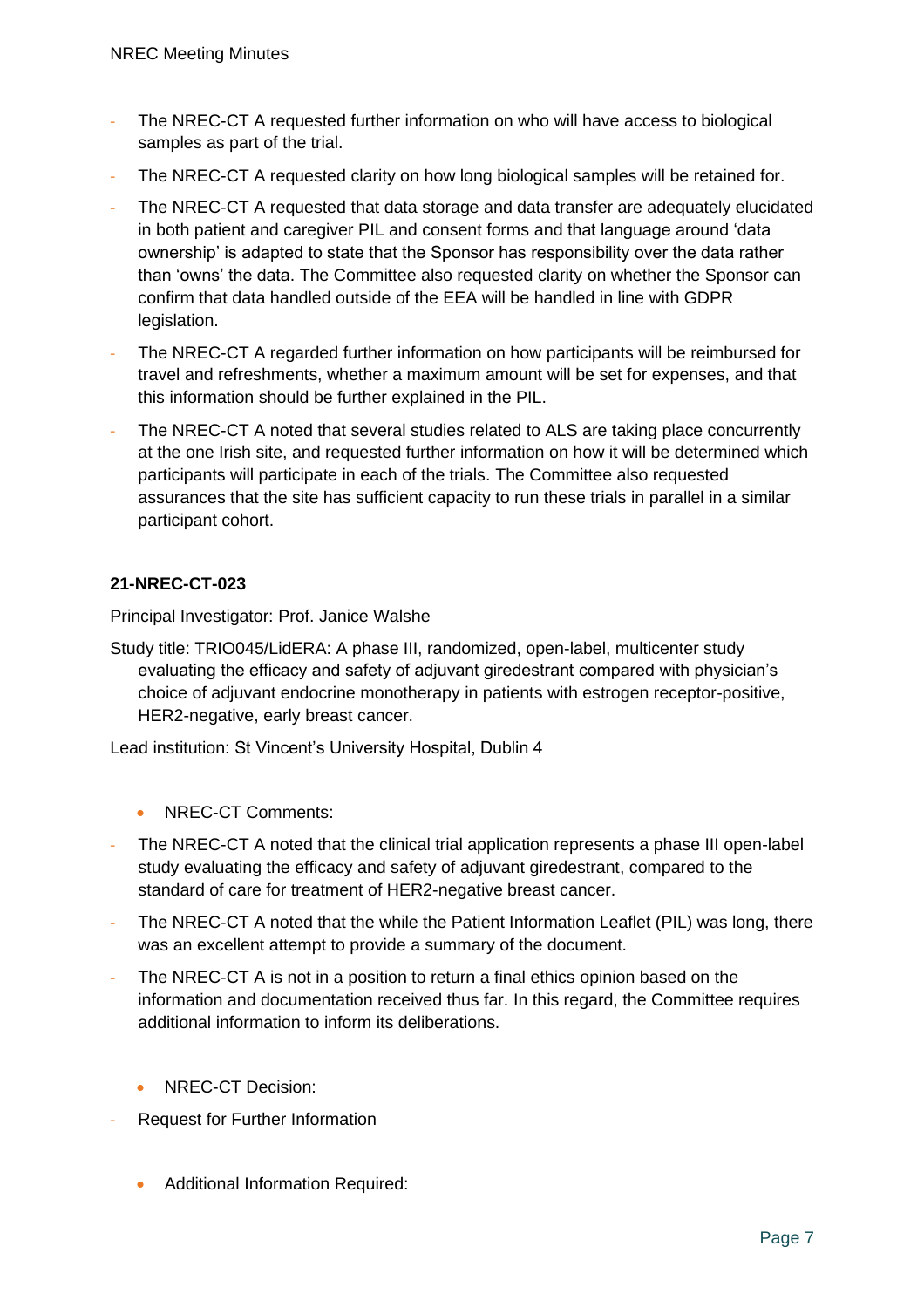- The NREC-CT A requested further information on who will have access to biological samples as part of the trial.
- The NREC-CT A requested clarity on how long biological samples will be retained for.
- The NREC-CT A requested that data storage and data transfer are adequately elucidated in both patient and caregiver PIL and consent forms and that language around 'data ownership' is adapted to state that the Sponsor has responsibility over the data rather than 'owns' the data. The Committee also requested clarity on whether the Sponsor can confirm that data handled outside of the EEA will be handled in line with GDPR legislation.
- The NREC-CT A regarded further information on how participants will be reimbursed for travel and refreshments, whether a maximum amount will be set for expenses, and that this information should be further explained in the PIL.
- The NREC-CT A noted that several studies related to ALS are taking place concurrently at the one Irish site, and requested further information on how it will be determined which participants will participate in each of the trials. The Committee also requested assurances that the site has sufficient capacity to run these trials in parallel in a similar participant cohort.

**21-NREC-CT-023**

Principal Investigator: Prof. Janice Walshe

Study title: TRIO045/LidERA: A phase III, randomized, open-label, multicenter study evaluating the efficacy and safety of adjuvant giredestrant compared with physician's choice of adjuvant endocrine monotherapy in patients with estrogen receptor-positive, HER2-negative, early breast cancer.

Lead institution: St Vincent's University Hospital, Dublin 4

- NREC-CT Comments:

- The NREC-CT A noted that the clinical trial application represents a phase III open-label study evaluating the efficacy and safety of adjuvant giredestrant, compared to the standard of care for treatment of HER2-negative breast cancer.
- The NREC-CT A noted that the while the Patient Information Leaflet (PIL) was long, there was an excellent attempt to provide a summary of the document.
- The NREC-CT A is not in a position to return a final ethics opinion based on the information and documentation received thus far. In this regard, the Committee requires additional information to inform its deliberations.

- NREC-CT Decision:

- Request for Further Information

- Additional Information Required: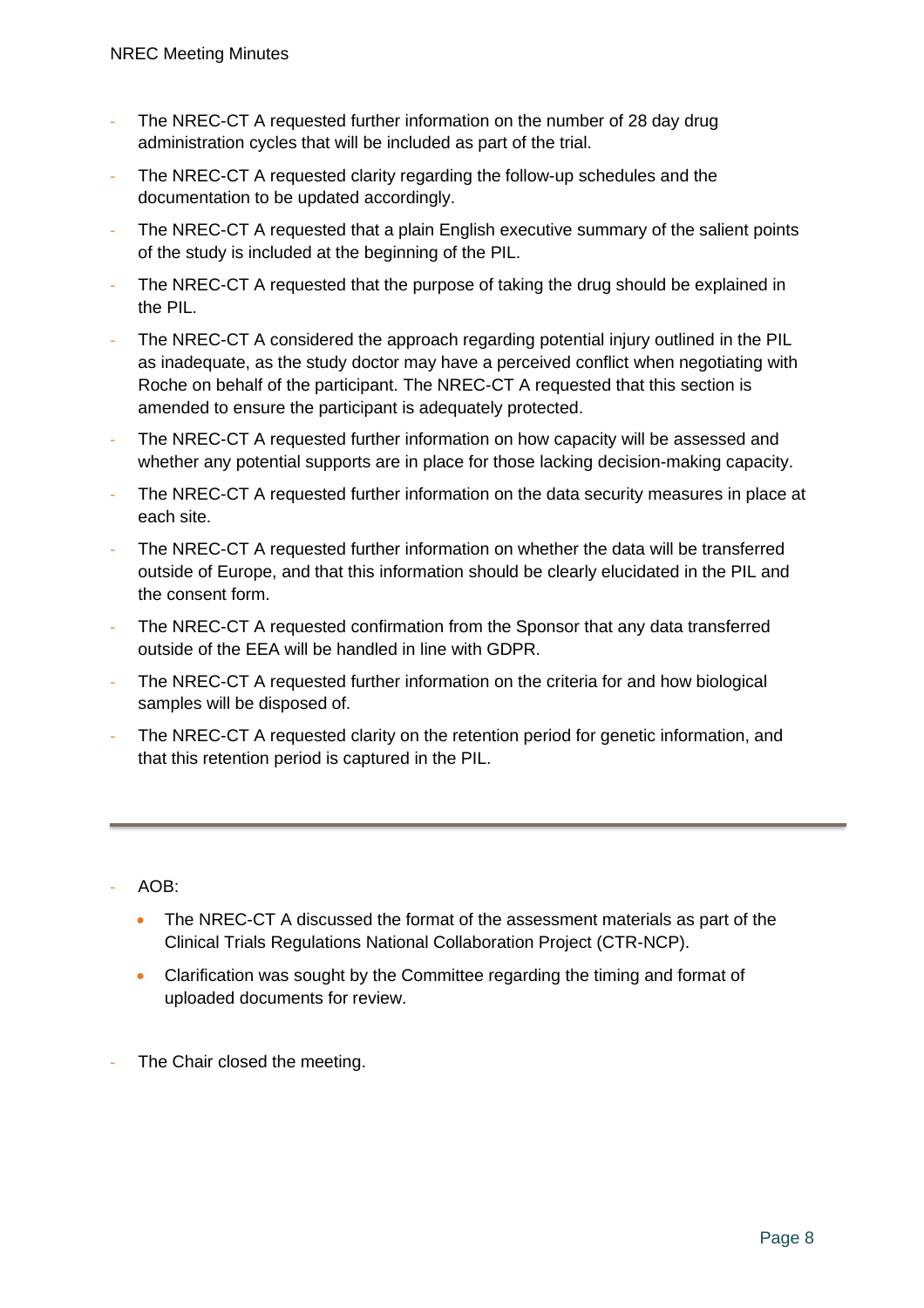- The NREC-CT A requested further information on the number of 28 day drug administration cycles that will be included as part of the trial.
- The NREC-CT A requested clarity regarding the follow-up schedules and the documentation to be updated accordingly.
- The NREC-CT A requested that a plain English executive summary of the salient points of the study is included at the beginning of the PIL.
- The NREC-CT A requested that the purpose of taking the drug should be explained in the PIL.
- The NREC-CT A considered the approach regarding potential injury outlined in the PIL as inadequate, as the study doctor may have a perceived conflict when negotiating with Roche on behalf of the participant. The NREC-CT A requested that this section is amended to ensure the participant is adequately protected.
- The NREC-CT A requested further information on how capacity will be assessed and whether any potential supports are in place for those lacking decision-making capacity.
- The NREC-CT A requested further information on the data security measures in place at each site.
- The NREC-CT A requested further information on whether the data will be transferred outside of Europe, and that this information should be clearly elucidated in the PIL and the consent form.
- The NREC-CT A requested confirmation from the Sponsor that any data transferred outside of the EEA will be handled in line with GDPR.
- The NREC-CT A requested further information on the criteria for and how biological samples will be disposed of.
- The NREC-CT A requested clarity on the retention period for genetic information, and that this retention period is captured in the PIL.

---

- AOB:
    - The NREC-CT A discussed the format of the assessment materials as part of the Clinical Trials Regulations National Collaboration Project (CTR-NCP).
    - Clarification was sought by the Committee regarding the timing and format of uploaded documents for review.

- The Chair closed the meeting.